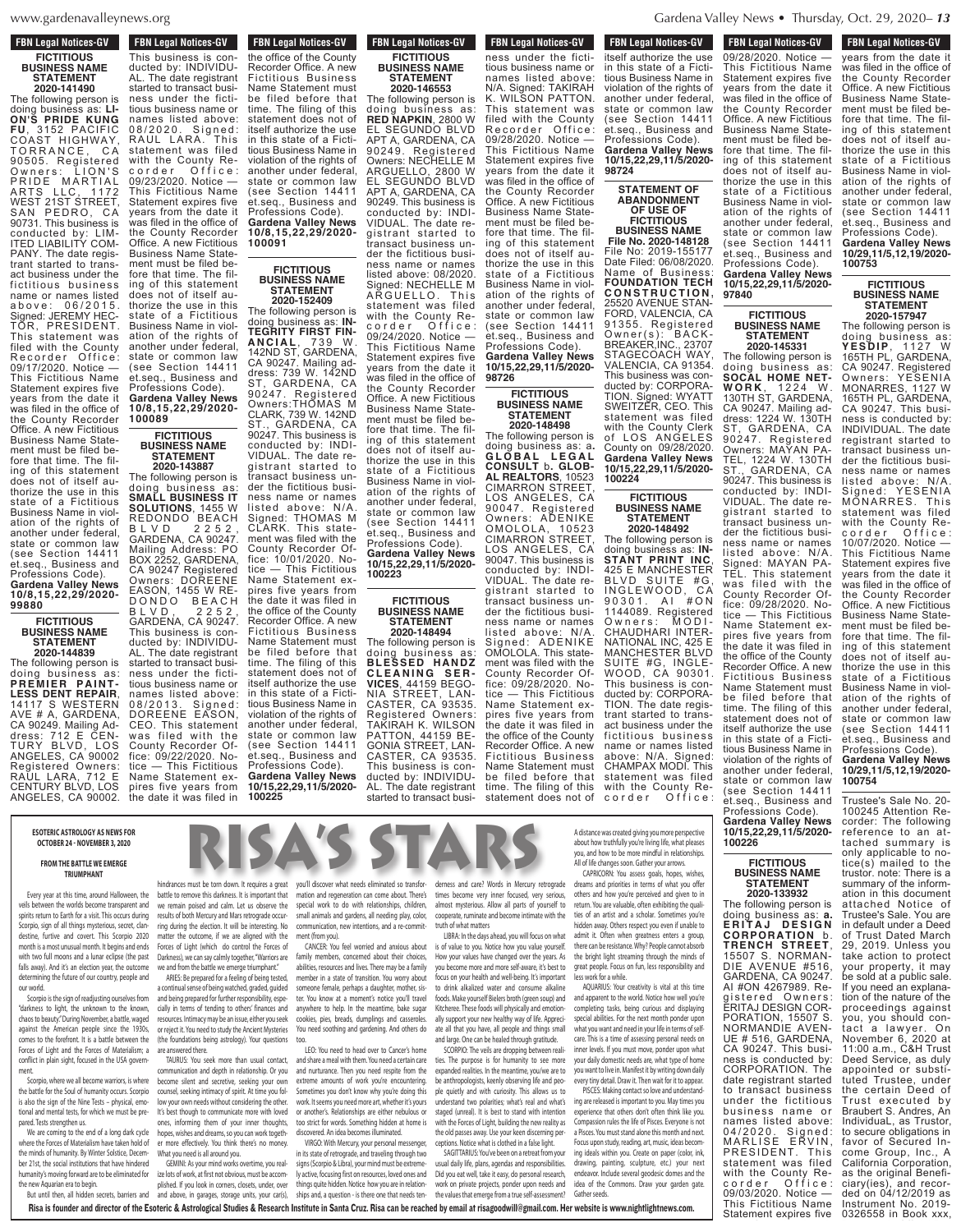## FBN Legal Notices-GV

### FICTITIOUS BUSINESS NAME STATEMENT 2020-141490

The following person is doing business as: **LION'S PRIDE KUNG FU**, 3152 PACIFIC COAST HIGHWAY, TORRANCE, CA 90505. Registered Owners: LION'S PRIDE MARTIAL ARTS LLC, 1172 WEST 21ST STREET, SAN PEDRO, CA 90731. This business is conducted by: LIMITED LIABILITY COMPANY. The date registrant started to transact business under the fictitious business name or names listed above: 06/2015. Signed: JEREMY HECTOR, PRESIDENT. This statement was filed with the County Recorder Office: 09/17/2020. Notice — This Fictitious Name Statement expires five years from the date it was filed in the office of the County Recorder Office. A new Fictitious Business Name Statement must be filed before that time. The filing of this statement does not of itself authorize the use in this state of a Fictitious Business Name in violation of the rights of another under federal, state or common law (see Section 14411 et.seq., Business and Professions Code). **Gardena Valley News 10/8,15,22,29/2020-99880**

### FICTITIOUS BUSINESS NAME STATEMENT 2020-144839

The following person is doing business as: **PREMIER PAINTLESS DENT REPAIR**, 14117 S WESTERN AVE # A, GARDENA, CA 90249. Mailing Address: 712 E CENTURY BLVD, LOS ANGELES, CA 90002 Registered Owners: RAUL LARA, 712 E CENTURY BLVD, LOS ANGELES, CA 90002. This business is conducted by: INDIVIDUAL. The date registrant started to transact business under the fictitious business name or names listed above: 08/2020. Signed: RAUL LARA. This statement was filed with the County Recorder Office: 09/23/2020. Notice — This Fictitious Name Statement expires five years from the date it was filed in the office of the County Recorder Office. A new Fictitious Business Name Statement must be filed before that time. The filing of this statement does not of itself authorize the use in this state of a Fictitious Business Name in violation of the rights of another under federal, state or common law (see Section 14411 et.seq., Business and Professions Code). **Gardena Valley News 10/8,15,22,29/2020-100089**

### FICTITIOUS BUSINESS NAME STATEMENT 2020-143887

The following person is doing business as: **SMALL BUSINESS IT SOLUTIONS**, 1455 W REDONDO BEACH BLVD 2252, GARDENA, CA 90247. Mailing Address: PO BOX 2252, GARDENA, CA 90247 Registered Owners: DOREENE EASON, 1455 W REDONDO BEACH BLVD, 2252, GARDENA, CA 90247. This business is conducted by: INDIVIDUAL. The date registrant started to transact business under the fictitious business name or names listed above: 08/2013. Signed: DOREENE EASON, CEO. This statement was filed with the County Recorder Office: 09/22/2020. Notice — This Fictitious Name Statement expires five years from the date it was filed in the office of the County Recorder Office. A new Fictitious Business Name Statement must be filed before that time. The filing of this statement does not of itself authorize the use in this state of a Fictitious Business Name in violation of the rights of another under federal, state or common law (see Section 14411 et.seq., Business and Professions Code). **Gardena Valley News 10/8,15,22,29/2020-100091**

### FICTITIOUS BUSINESS NAME STATEMENT 2020-152409

The following person is doing business as: **INTEGRITY FIRST FINANCIAL**, 739 W. 142ND ST, GARDENA, CA 90247. Mailing address: 739 W. 142ND ST, GARDENA, CA 90247. Registered Owners:THOMAS M CLARK, 739 W. 142ND ST., GARDENA, CA 90247. This business is conducted by: INDIVIDUAL. The date registrant started to transact business under the fictitious business name or names listed above: N/A. Signed: THOMAS M CLARK. This statement was filed with the County Recorder Office: 10/01/2020. Notice — This Fictitious Name Statement expires five years from the date it was filed in the office of the County Recorder Office. A new Fictitious Business Name Statement must be filed before that time. The filing of this statement does not of itself authorize the use in this state of a Fictitious Business Name in violation of the rights of another under federal, state or common law (see Section 14411 et.seq., Business and Professions Code). **Gardena Valley News 10/15,22,29,11/5/2020-100225**

### FICTITIOUS BUSINESS NAME STATEMENT 2020-146553

The following person is doing business as: **RED NAPKIN**, 2800 W EL SEGUNDO BLVD APT A, GARDENA, CA 90249. Registered Owners: NECHELLE M ARGUELLO, 2800 W EL SEGUNDO BLVD APT A, GARDENA, CA 90249. This business is conducted by: INDIVIDUAL. The date registrant started to transact business under the fictitious business name or names listed above: 08/2020. Signed: NECHELLE M ARGUELLO. This statement was filed with the County Recorder Office: 09/24/2020. Notice — This Fictitious Name Statement expires five years from the date it was filed in the office of the County Recorder Office. A new Fictitious Business Name Statement must be filed before that time. The filing of this statement does not of itself authorize the use in this state of a Fictitious Business Name in violation of the rights of another under federal, state or common law (see Section 14411 et.seq., Business and Professions Code). **Gardena Valley News 10/15,22,29,11/5/2020-100223**

### FICTITIOUS BUSINESS NAME STATEMENT 2020-148494

The following person is doing business as: **BLESSED HANDZ CLEANING SERVICES**, 44159 BEGONIA STREET, LANCASTER, CA 93535. Registered Owners: TAKIRAH K. WILSON PATTON, 44159 BEGONIA STREET, LANCASTER, CA 93535. This business is conducted by: INDIVIDUAL. The date registrant started to transact business under the fictitious business name or names listed above: N/A. Signed: TAKIRAH K. WILSON PATTON. This statement was filed with the County Recorder Office: 09/28/2020. Notice — This Fictitious Name Statement expires five years from the date it was filed in the office of the County Recorder Office. A new Fictitious Business Name Statement must be filed before that time. The filing of this statement does not of itself authorize the use in this state of a Fictitious Business Name in violation of the rights of another under federal, state or common law (see Section 14411 et.seq., Business and Professions Code). **Gardena Valley News 10/15,22,29,11/5/2020-98726**

### FICTITIOUS BUSINESS NAME STATEMENT 2020-148498

The following person is doing business as: **a. GLOBAL LEGAL CONSULT b. GLOBAL REALTORS**, 10523 CIMARRON STREET, LOS ANGELES, CA 90047. Registered Owners: ADENIKE OMOLOLA, 10523 CIMARRON STREET, LOS ANGELES, CA 90047. This business is conducted by: INDIVIDUAL. The date registrant started to transact business under the fictitious business name or names listed above: N/A. Signed: ADENIKE OMOLOLA. This statement was filed with the County Recorder Office: 09/28/2020. Notice — This Fictitious Name Statement expires five years from the date it was filed in the office of the County Recorder Office. A new Fictitious Business Name Statement must be filed before that time. The filing of this statement does not of itself authorize the use in this state of a Fictitious Business Name in violation of the rights of another under federal, state or common law (see Section 14411 et.seq., Business and Professions Code). **Gardena Valley News 10/15,22,29,11/5/2020-98724**

### STATEMENT OF ABANDONMENT OF USE OF FICTITIOUS BUSINESS NAME File No. 2020-148128

File No: 2019-155177 Date Filed: 06/08/2020. Name of Business: **FOUNDATION TECH CONSTRUCTION**, 25520 AVENUE STANFORD, VALENCIA, CA 91355. Registered Owner(s): BACKBREAKER,INC., 23707 STAGECOACH WAY, VALENCIA, CA 91354. This business was conducted by: CORPORATION. Signed: WYATT SWEITZER, CEO. This statement was filed with the County Clerk of LOS ANGELES County on 09/28/2020. **Gardena Valley News 10/15,22,29,11/5/2020-100224**

### FICTITIOUS BUSINESS NAME STATEMENT 2020-148492

The following person is doing business as: **INSTANT PRINT INC**, 425 E MANCHESTER BLVD SUITE #G, INGLEWOOD, CA 90301. AI #ON 1144089. Registered Owners: MODI-CHAUDHARI INTERNATIONAL INC, 425 E MANCHESTER BLVD SUITE #G, INGLEWOOD, CA 90301. This business is conducted by: CORPORATION. The date registrant started to transact business under the fictitious business name or names listed above: N/A. Signed: CHAMPAX MODI. This statement was filed with the County Recorder Office: 09/28/2020. Notice — This Fictitious Name Statement expires five years from the date it was filed in the office of the County Recorder Office. A new Fictitious Business Name Statement must be filed before that time. The filing of this statement does not of itself authorize the use in this state of a Fictitious Business Name in violation of the rights of another under federal, state or common law (see Section 14411 et.seq., Business and Professions Code). **Gardena Valley News 10/15,22,29,11/5/2020-97840**

### FICTITIOUS BUSINESS NAME STATEMENT 2020-145331

The following person is doing business as: **SOCAL HOME NETWORK**, 1224 W. 130TH ST, GARDENA, CA 90247. Mailing address: 1224 W. 130TH ST, GARDENA, CA 90247. Registered Owners: MAYAN PATEL, 1224 W. 130TH ST, GARDENA, CA 90247. This business is conducted by: INDIVIDUAL. The date registrant started to transact business under the fictitious business name or names listed above: N/A. Signed: MAYAN PATEL. This statement was filed with the County Recorder Office: 09/28/2020. Notice — This Fictitious Name Statement expires five years from the date it was filed in the office of the County Recorder Office. A new Fictitious Business Name Statement must be filed before that time. The filing of this statement does not of itself authorize the use in this state of a Fictitious Business Name in violation of the rights of another under federal, state or common law (see Section 14411 et.seq., Business and Professions Code). **Gardena Valley News 10/15,22,29,11/5/2020-100226**

### FICTITIOUS BUSINESS NAME STATEMENT 2020-133932

The following person is doing business as: **a. ERITAJ DESIGN CORPORATION b. TRENCH STREET**, 15507 S. NORMANDIE AVENUE #516, GARDENA, CA 90247. AI #ON 4267989. Registered Owners: ERITAJ DESIGN CORPORATION, 15507 S. NORMANDIE AVENUE # 516, GARDENA, CA 90247. This business is conducted by: CORPORATION. The date registrant started to transact business under the fictitious business name or names listed above: 04/2020. Signed: MARLISE ERVIN, PRESIDENT. This statement was filed with the County Recorder Office: 09/03/2020. Notice — This Fictitious Name Statement expires five years from the date it was filed in the office of the County Recorder Office. A new Fictitious Business Name Statement must be filed before that time. The filing of this statement does not of itself authorize the use in this state of a Fictitious Business Name in violation of the rights of another under federal, state or common law (see Section 14411 et.seq., Business and Professions Code). **Gardena Valley News 10/29,11/5,12,19/2020-100753**

### FICTITIOUS BUSINESS NAME STATEMENT 2020-157947

The following person is doing business as: **YESDIP**, 1127 W 165TH PL, GARDENA, CA 90247. Registered Owners: YESENIA MONARRES, 1127 W 165TH PL, GARDENA, CA 90247. This business is conducted by: INDIVIDUAL. The date registrant started to transact business under the fictitious business name or names listed above: N/A. Signed: YESENIA MONARRES. This statement was filed with the County Recorder Office: 10/07/2020. Notice — This Fictitious Name Statement expires five years from the date it was filed in the office of the County Recorder Office. A new Fictitious Business Name Statement must be filed before that time. The filing of this statement does not of itself authorize the use in this state of a Fictitious Business Name in violation of the rights of another under federal, state or common law (see Section 14411 et.seq., Business and Professions Code). **Gardena Valley News 10/29,11/5,12,19/2020-100754**

Trustee's Sale No. 20-100245 Attention Recorder: The following reference to an attached summary is only applicable to notice(s) mailed to the trustor. note: There is a summary of the information in this document attached Notice of Trustee's Sale. You are in default under a Deed of Trust Dated March 29, 2019. Unless you take action to protect your property, it may be sold at a public sale. If you need an explanation of the nature of the proceedings against you, you should contact a lawyer. On November 6, 2020 at 11:00 a.m., C&H Trust Deed Service, as duly appointed or substituted Trustee, under the certain Deed of Trust executed by Braubert S. Andres, An IndividuaL, as Trustor, to secure obligations in favor of Secured Income Group, Inc., A California Corporation, as the original Beneficiary(ies), and recorded on 04/12/2019 as Instrument No. 2019-0326558 in Book xxx,

# RISA'S STARS

**ESOTERIC ASTROLOGY AS NEWS FOR OCTOBER 24 - NOVEMBER 3, 2020**

**FROM THE BATTLE WE EMERGE TRIUMPHANT**

Every year at this time, around Halloween, the veils between the worlds become transparent and spirits return to Earth for a visit. This occurs during Scorpio, sign of all things mysterious, secret, clandestine, furtive and covert. This Scorpio 2020 month is a most unusual month. It begins and ends with two full moons and a lunar eclipse (the past falls away). And it's an election year, the outcome determining the future of our country, people and our world.

Scorpio is the sign of readjusting ourselves from "darkness to light, the unknown to the known, chaos to beauty." During November, a battle, waged against the American people since the 1930s, comes to the forefront. It is a battle between the Forces of Light and the Forces of Materialism; a conflict in plain sight, focused in the USA government.

Scorpio, where we all become warriors, is where the battle for the Soul of humanity occurs. Scorpio is also the sign of the Nine Tests – physical, emotional and mental tests, for which we must be prepared. Tests strengthen us.

We are coming to the end of a long dark cycle where the Forces of Materialism have taken hold of the minds of humanity. By Winter Solstice, December 21st, the social institutions that have hindered humanity's moving forward are to be eliminated for the new Aquarian era to begin.

But until then, all hidden secrets, barriers and hindrances must be torn down. It requires a great battle to remove this darkness. It is important that we remain poised and calm. Let us observe the results of both Mercury and Mars retrograde occurring during the election. It will be interesting. No matter the outcome, if we are aligned with the Forces of Light (which do control the Forces of Darkness), we can say calmly together, "Warriors are we and from the battle we emerge triumphant.

ARIES: Be prepared for a feeling of being tested, a continual sense of being watched, graded, guided and being prepared for further responsibility, especially in terms of tending to others' finances and resources. Intimacy may be an issue, either you seek or reject it. You need to study the Ancient Mysteries (the foundations being astrology). Your questions are answered there.

TAURUS: You seek more than usual contact, communication and depth in relationship. Or you become silent and secretive, seeking your own counsel, seeking intimacy of spirit. At time you follow your own needs without considering the other. It's best though to communicate more with loved ones, informing them of your inner thoughts, hopes, wishes and dreams, so you can work together more effectively. You think there's no money. What you need is all around you.

GEMINI: As your mind works overtime, you realize lots of work, at first not obvious, must be accomplished. If you look in corners, closets, under, over and above, in garages, storage units, your car(s), you'll discover what needs eliminated so transformation and regeneration can come about. There's special work to do with relationships, children, small animals and gardens, all needing play, color, communication, new intentions, and a re-commitment (from you).

CANCER: You feel worried and anxious about family members, concerned about their choices, abilities, resources and lives. There may be a family member in a state of transition. You worry about someone female, perhaps a daughter, mother, sister. You know at a moment's notice you'll travel anywhere to help. In the meantime, bake sugar cookies, pies, breads, dumplings and casseroles. You need soothing and gardening. And others do too.

LEO: You need to head over to Cancer's home and share a meal with them. You need a certain care and nurturance. Then you need respite from the extreme amounts of work you're encountering. Sometimes you don't know why you're doing this work. It seems you need more art, whether it's yours or another's. Relationships are either nebulous or too strict for words. Something hidden at home is discovered. An idea becomes illuminated.

VIRGO: With Mercury, your personal messenger, in its state of retrograde, and traveling through two signs (Scorpio & Libra), your mind must be extremely active, focusing first on resources, loved ones and things quite hidden. Notice how you are in relationships, and a question - is there one that needs tenderness and care? Words in Mercury retrograde times become very inner focused, very serious, almost mysterious. Allow all parts of yourself to cooperate, ruminate and become intimate with the truth of what matters

LIBRA: In the days ahead, you will focus on what is of value to you. Notice how you value yourself. How your values have changed over the years. As you become more and more self-aware, it's best to focus on your health and well-being. It's important to drink alkalized water and consume alkaline foods. Make yourself Bieler's broth (green soup) and Kitcheree. These foods will physically and emotionally support your new healthy way of life. Appreciate all that you have, all people and things small and large. One can be healed through gratitude.

SCORPIO: The veils are dropping between realities. The purpose is for humanity to see more expanded realities. In the meantime, you/we are to be anthropologists, keenly observing life and people quietly and with curiosity. This allows us to understand two polarities; what's real and what's staged (unreal). It is best to stand with intention with the Forces of Light, building the new reality as the old passes away. Use your keen discerning perceptions. Notice what is clothed in a false light.

SAGITTARIUS: You've been on a retreat from your usual daily life, plans, agendas and responsibilities. Did you eat well, take it easy, do personal research, work on private projects, ponder upon needs and the values that emerge from a true self-assessment? A distance was created giving you more perspective about how truthfully you're living life, what pleases you, and how to be more mindful in relationships. All of life changes soon. Gather your arrows.

CAPRICORN: You assess goals, hopes, wishes, dreams and priorities in terms of what you offer others and how you're perceived and given to in return. You are valuable, often exhibiting the qualities of an artist and a scholar. Sometimes you're hidden away. Others respect you even if unable to admit it. Often when greatness enters a group, there can be resistance. Why? People cannot absorb the bright light streaming through the minds of great people. Focus on fun, less responsibility and less work for a while.

AQUARIUS: Your creativity is vital at this time and apparent to the world. Notice how well you're completing tasks, being curious and displaying special abilities. For the next month ponder upon what you want and need in your life in terms of selfcare. This is a time of assessing personal needs on inner levels. If you must move, ponder upon what your daily domestic needs are, what type of home you want to live in. Manifest it by writing down daily every tiny detail. Draw it. Then wait for it to appear.

PISCES: Making contact so love and understanding are released is important to you. May times you experience that others don't often think like you. Compassion rules the life of Pisces. Everyone is not a Pisces. You must stand alone this month and next. Focus upon study, reading, art, music, ideas becoming ideals within you. Create on paper (color, ink, drawing, painting, sculpture, etc.) your next endeavor. Include several geodesic domes and the idea of the Commons. Draw your garden gate. Gather seeds.

**Risa is founder and director of the Esoteric & Astrological Studies & Research Institute in Santa Cruz. Risa can be reached by email at risagoodwill@gmail.com. Her website is www.nightlightnews.com.**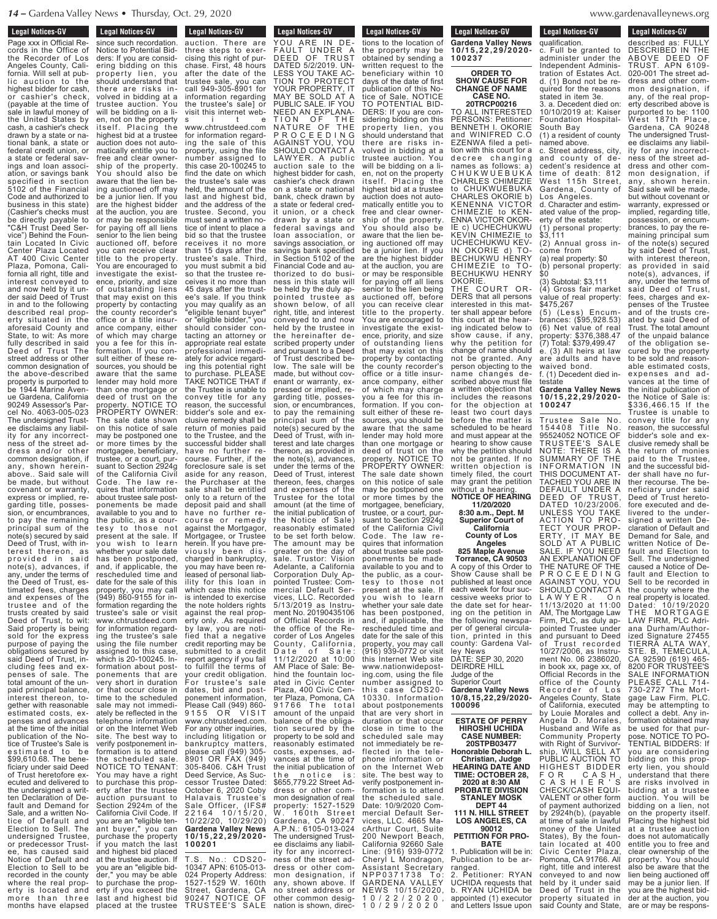Legal Notices-GV

Page xxx in Official Records in the Office of the Recorder of Los Angeles County, California. Will sell at public auction to the highest bidder for cash, or cashier's check, (payable at the time of sale in lawful money of the United States by cash, a cashier's check drawn by a state or national bank, a check drawn by a state or federal credit union, or a state or federal savings and loan association, or savings bank specified in section 5102 of the Financial Code and authorized to business in this state) (Cashier's checks must be directly payable to "C&H Trust Deed Service") Behind the Fountain Located In Civic Center Plaza Located AT 400 Civic Center Plaza, Pomona, California all right, title and interest conveyed to and now held by it under said Deed of Trust in and to the following described real property situated in the aforesaid County and State, to wit: As more fully described in said Deed of Trust The street address or other common designation of the above-described property is purported to be 1944 Marine Avenue Gardena, California 90249 Assessor's Parcel No. 4063-005-023 The undersigned Trustee disclaims any liability for any incorrectness of the street address and/or other common designation, if any, shown hereinabove.. Said sale will be made, but without covenant or warranty, express or implied, regarding title, possession, or encumbrances, to pay the remaining principal sum of the note(s) secured by said Deed of Trust, with interest thereon, as provided in said note(s), advances, if any, under the terms of the Deed of Trust, estimated fees, charges and expenses of the trustee and of the trusts created by said Deed of Trust, to wit: Said property is being sold for the express purpose of paying the obligations secured by said Deed of Trust, including fees and expenses of sale. The total amount of the unpaid principal balance, interest thereon, together with reasonable estimated costs, expenses and advances at the time of the initial publication of the Notice of Trustee's Sale is estimated to be $99,610.68. The beneficiary under said Deed of Trust heretofore executed and delivered to the undersigned a written Declaration of Default and Demand for Sale, and a written Notice of Default and Election to Sell. The undersigned Trustee, or predecessor Trustee, has caused said Notice of Default and Election to Sell to be recorded in the county where the real property is located and more than three months have elapsed since such recordation. Notice to Potential Bidders: If you are considering bidding on this property lien, you should understand that there are risks involved in bidding at a trustee auction. You will be bidding on a lien, not on the property itself. Placing the highest bid at a trustee auction does not automatically entitle you to free and clear ownership of the property. You should also be aware that the lien being auctioned off may be a junior lien. If you are the highest bidder at the auction, you are or may be responsible for paying off all liens senior to the lien being auctioned off, before you can receive clear title to the property. You are encouraged to investigate the existence, priority, and size of outstanding liens that may exist on this property by contacting the county recorder's office or a title insurance company, either of which may charge you a fee for this information. If you consult either of these resources, you should be aware that the same lender may hold more than one mortgage or deed of trust on the property. NOTICE TO PROPERTY OWNER: The sale date shown on this notice of sale may be postponed one or more times by the mortgagee, beneficiary, trustee, or a court, pursuant to Section 2924g of the California Civil Code. The law requires that information about trustee sale postponements be made available to you and to the public, as a courtesy to those not present at the sale. If you wish to learn whether your sale date has been postponed, and, if applicable, the rescheduled time and date for the sale of this property, you may call (949) 860-9155 for information regarding the trustee's sale or visit www.chtrustdeed.com for information regarding the trustee's sale using the file number assigned to this case, which is 20-100245. Information about postponements that are very short in duration or that occur close in time to the scheduled sale may not immediately be reflected in the telephone information or on the Internet Web site. The best way to verify postponement information is to attend the scheduled sale. NOTICE TO TENANT: You may have a right to purchase this property after the trustee auction pursuant to Section 2924m of the California Civil Code. If you are an "eligible tenant buyer," you can purchase the property if you match the last and highest bid placed at the trustee auction. If you are an "eligible bidder," you may be able to purchase the property if you exceed the last and highest bid placed at the trustee auction. There are three steps to exercising this right of purchase. First, 48 hours after the date of the trustee sale, you can call 949-305-8901 for information regarding the trustee's sale] or visit this internet website www.chtrustdeed.com for information regarding the sale of this property, using the file number assigned to this case 20-100245 to find the date on which the trustee's sale was held, the amount of the last and highest bid, and the address of the trustee. Second, you must send a written notice of intent to place a bid so that the trustee receives it no more than 15 days after the trustee's sale. Third, you must submit a bid so that the trustee receives it no more than 45 days after the trustee's sale. If you think you may qualify as an "eligible tenant buyer" or "eligible bidder," you should consider contacting an attorney or appropriate real estate professional immediately for advice regarding this potential right to purchase. PLEASE TAKE NOTICE THAT if the Trustee is unable to convey title for any reason, the successful bidder's sole and exclusive remedy shall be the return of monies paid to the Trustee, and the successful bidder shall have no further recourse. Further, if the foreclosure sale is set aside for any reason, the Purchaser at the sale shall be entitled only to a return of the deposit paid and shall have no further recourse or remedy against the Mortgagor, Mortgagee, or Trustee herein. If you have previously been discharged in bankruptcy, you may have been released of personal liability for this loan in which case this notice is intended to exercise the note holders rights against the real property only. .As required by law, you are notified that a negative credit reporting may be submitted to a credit report agency if you fail to fulfill the terms of your credit obligation. For trustee's sale dates, bid and postponement information, Please Call (949) 860-9155 OR VISIT www.chtrustdeed.com. For any other inquiries, including litigation or bankruptcy matters, please call (949) 305-8901 OR FAX (949) 305-8406. C&H Trust Deed Service, As Successor Trustee Dated: October 6, 2020 Coby Halavais Trustee's Sale Officer, (IFS# 22164 10/15/20, 10/22/20, 10/29/20)

**Gardena Valley News 10/15,22,29/2020-100201**

T.S. No.: CDS20-10347 APN: 6105-013-024 Property Address: 1527-1529 W. 160th Street, Gardena, CA 90247 NOTICE OF TRUSTEE'S SALE YOU ARE IN DEFAULT UNDER A DEED OF TRUST DATED 5/2/2019. UNLESS YOU TAKE ACTION TO PROTECT YOUR PROPERTY, IT MAY BE SOLD AT A PUBLIC SALE. IF YOU NEED AN EXPLANATION OF THE NATURE OF THE PROCEEDING AGAINST YOU, YOU SHOULD CONTACT A LAWYER. A public auction sale to the highest bidder for cash, cashier's check drawn on a state or national bank, check drawn by a state or federal credit union, or a check drawn by a state or federal savings and loan association, or savings bank specified in Section 5102 of the Financial Code and authorized to do business in this state will be held by the duly appointed trustee as shown below, of all right, title, and interest conveyed to and now held by the trustee in the hereinafter described property under and pursuant to a Deed of Trust described below. The sale will be made, but without covenant or warranty, expressed or implied, regarding title, possession, or encumbrances, to pay the remaining principal sum of the note(s) secured by the Deed of Trust, with interest and late charges thereon, as provided in the note(s), advances, under the terms of the Deed of Trust, interest thereon, fees, charges and expenses of the Trustee for the total amount (at the time of the initial publication of the Notice of Sale) reasonably estimated to be set forth below. The amount may be greater on the day of sale. Trustor: Vision Adelante, a California Corporation Duly Appointed Trustee: Commercial Default Services, LLC. Recorded 5/13/2019 as Instrument No. 20190435106 of Official Records in the office of the Recorder of Los Angeles County, California, Date of Sale: 11/12/2020 at 10:00 AM Place of Sale: Behind the fountain located in Civic Center Plaza, 400 Civic Center Plaza, Pomona, CA 91766 The total amount of the unpaid balance of the obligation secured by the property to be sold and reasonably estimated costs, expenses, advances at the time of the initial publication of the notice is: $655,779.22 Street Address or other common designation of real property: 1527-1529 W. 160th Street Gardena, CA 90247 A.P.N.: 6105-013-024 The undersigned Trustee disclaims any liability for any incorrectness of the street address or other common designation, if any, shown above. If no street address or other common designation is shown, directions to the location of the property may be obtained by sending a written request to the beneficiary within 10 days of the date of first publication of this Notice of Sale. NOTICE TO POTENTIAL BIDDERS: If you are considering bidding on this property lien, you should understand that there are risks involved in bidding at a trustee auction. You will be bidding on a lien, not on the property itself. Placing the highest bid at a trustee auction does not automatically entitle you to free and clear ownership of the property. You should also be aware that the lien being auctioned off may be a junior lien. If you are the highest bidder at the auction, you are or may be responsible for paying off all liens senior to the lien being auctioned off, before you can receive clear title to the property. You are encouraged to investigate the existence, priority, and size of outstanding liens that may exist on this property by contacting the county recorder's office or a title insurance company, either of which may charge you a fee for this information. If you consult either of these resources, you should be aware that the same lender may hold more than one mortgage or deed of trust on the property. NOTICE TO PROPERTY OWNER: The sale date shown on this notice of sale may be postponed one or more times by the mortgagee, beneficiary, trustee, or a court, pursuant to Section 2924g of the California Civil Code. The law requires that information about trustee sale postponements be made available to you and to the public, as a courtesy to those not present at the sale. If you wish to learn whether your sale date has been postponed, and, if applicable, the rescheduled time and date for the sale of this property, you may call (916) 939-0772 or visit this Internet Web site www.nationwideposting.com, using the file number assigned to this case CDS20-10330. Information about postponements that are very short in duration or that occur close in time to the scheduled sale may not immediately be reflected in the telephone information or on the Internet Web site. The best way to verify postponement information is to attend the scheduled sale. Date: 10/9/2020 Commercial Default Services, LLC. 4665 MacArthur Court, Suite 200 Newport Beach, California 92660 Sale Line: (916) 939-0772 Cheryl L Mondragon, Assistant Secretary NPP0371738 To: GARDENA VALLEY NEWS 10/15/2020, 10/22/2020, 10/29/2020

**Gardena Valley News 10/15,22,29/2020-100237**

**ORDER TO SHOW CAUSE FOR CHANGE OF NAME CASE NO. 20TRCP00216**

TO ALL INTERESTED PERSONS: Petitioner: BENNETH I. OKORIE and WINIFRED C.O EZENWA filed a petition with this court for a decree changing names as follows: a) CHUKWUEBUKA CHARLES CHIMEZIE to CHUKWUEBUKA CHARLES OKORIE b) KENENNA VICTOR CHIMEZIE to KENENNA VICTOR OKORIE c) UCHECHUKWU KEVIN CHIMEZIE to UCHECHUKWU KEVIN OKORIE d) TOBECHUKWU HENRY CHIMEZIE to TOBECHUKWU HENRY OKORIE.

THE COURT ORDERS that all persons interested in this matter shall appear before this court at the hearing indicated below to show cause, if any, why the petition for change of name should not be granted. Any person objecting to the name changes described above must file a written objection that includes the reasons for the objection at least two court days before the matter is scheduled to be heard and must appear at the hearing to show cause why the petition should not be granted. If no written objection is timely filed, the court may grant the petition without a hearing.

**NOTICE OF HEARING 11/20/2020 8:30 a.m., Dept. M Superior Court of California County of Los Angeles 825 Maple Avenue Torrance, CA 90503**

A copy of this Order to Show Cause shall be published at least once each week for four successive weeks prior to the date set for hearing on the petition in the following newspaper of general circulation, printed in this county: Gardena Valley News

DATE: SEP 30, 2020
DEIRDRE HILL
Judge of the Superior Court

**Gardena Valley News 10/8,15,22,29/2020-100096**

**ESTATE OF PERRY HIROSHI UCHIDA CASE NUMBER: 20STPB03477 Honorable Deborah L. Christian, Judge HEARING DATE AND TIME: OCTOBER 28, 2020 at 8:30 AM PROBATE DIVISION STANLEY MOSK DEPT 44 111 N. HILL STREET LOS ANGELES, CA 90012 PETITION FOR PROBATE**

1. Publication will be in: Publication to be arranged.
2. Petitioner: RYAN UCHIDA requests that b. RYAN UCHIDA be appointed (1) executor and Letters Issue upon qualification.
c. Full be granted to administer under the Independent Administration of Estates Act.
d. (1) Bond not be required for the reasons stated in item 3e.
3. a. Decedent died on: 10/10/2019 at: Kaiser Foundation Hospital-South Bay
(1) a resident of county named above.
c. Street address, city, and county of decedent's residence at time of death: 812 West 115th Street, Gardena, County of Los Angeles
d. Character and estimated value of the property of the estate:
(1) personal property: $3,111
(2) Annual gross income from
(a) real property: $0
(b) personal property: $0
(3) Subtotal: $3,111
(4) Gross fair market value of real property: $475,267
(5) (Less) Encumbrances: ($95,928.53)
(6) Net value of real property: $376,388.47
(7) Total: $379,499.47
e. (3) All heirs at law are adults and have waived bond.
f. (1) Decedent died intestate

**Gardena Valley News 10/15,22,29/2020-100247**

Trustee Sale No. 154408 Title No. 95524052 NOTICE OF TRUSTEE'S SALE NOTE: THERE IS A SUMMARY OF THE INFORMATION IN THIS DOCUMENT ATTACHED YOU ARE IN DEFAULT UNDER A DEED OF TRUST, DATED 10/23/2006. UNLESS YOU TAKE ACTION TO PROTECT YOUR PROPERTY, IT MAY BE SOLD AT A PUBLIC SALE. IF YOU NEED AN EXPLANATION OF THE NATURE OF THE PROCEEDING AGAINST YOU, YOU SHOULD CONTACT A LAWYER. On 11/13/2020 at 11:00 AM, The Mortgage Law Firm, PLC, as duly appointed Trustee under and pursuant to Deed of Trust recorded 10/27/2006, as Instrument No. 06 2386020, in book xx, page xx, of Official Records in the office of the County Recorder of Los Angeles County, State of California, executed by Louie Morales and Angela D. Morales, Husband and Wife as Community Property with Right of Survivorship, WILL SELL AT PUBLIC AUCTION TO HIGHEST BIDDER FOR CASH, CASHIER'S CHECK/CASH EQUIVALENT or other form of payment authorized by 2924h(b), (payable at time of sale in lawful money of the United States), By the fountain located at 400 Civic Center Plaza, Pomona, CA 91766. All right, title and interest conveyed to and now held by it under said Deed of Trust in the property situated in said County and State, described as: FULLY DESCRIBED IN THE ABOVE DEED OF TRUST. APN 6109-020-001 The street address and other common designation, if any, of the real property described above is purported to be: 1100 West 187th Place, Gardena, CA 90248 The undersigned Trustee disclaims any liability for any incorrectness of the street address and other common designation, if any, shown herein. Said sale will be made, but without covenant or warranty, expressed or implied, regarding title, possession, or encumbrances, to pay the remaining principal sum of the note(s) secured by said Deed of Trust, with interest thereon, as provided in said note(s), advances, if any, under the terms of said Deed of Trust, fees, charges and expenses of the Trustee and of the trusts created by said Deed of Trust. The total amount of the unpaid balance of the obligation secured by the property to be sold and reasonable estimated costs, expenses and advances at the time of the initial publication of the Notice of Sale is: $336,466.15 If the Trustee is unable to convey title for any reason, the successful bidder's sole and exclusive remedy shall be the return of monies paid to the Trustee, and the successful bidder shall have no further recourse. The beneficiary under said Deed of Trust heretofore executed and delivered to the undersigned a written Declaration of Default and Demand for Sale, and written Notice of Default and Election to Sell. The undersigned caused a Notice of Default and Election to Sell to be recorded in the county where the real property is located. Dated: 10/19/2020 THE MORTGAGE LAW FIRM, PLC Adriana Durham/Authorized Signature 27455 TIERRA ALTA WAY, STE. B, TEMECULA, CA 92590 (619) 465-8200 FOR TRUSTEE'S SALE INFORMATION PLEASE CALL 714-730-2727 The Mortgage Law Firm, PLC. may be attempting to collect a debt. Any information obtained may be used for that purpose. NOTICE TO POTENTIAL BIDDERS: If you are considering bidding on this property lien, you should understand that there are risks involved in bidding at a trustee auction. You will be bidding on a lien, not on the property itself. Placing the highest bid at a trustee auction does not automatically entitle you to free and clear ownership of the property. You should also be aware that the lien being auctioned off may be a junior lien. If you are the highest bidder at the auction, you are or may be respons-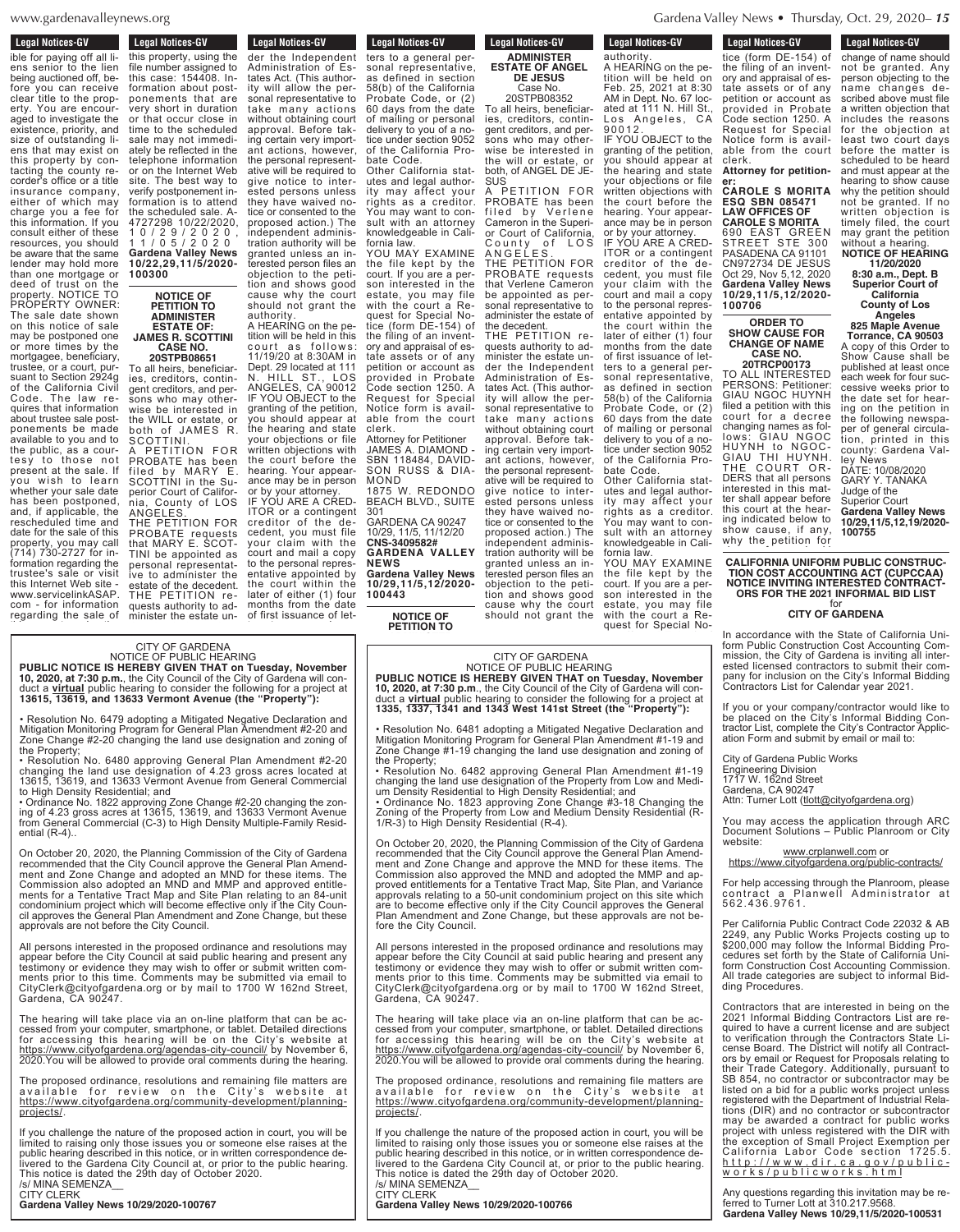ible for paying off all liens senior to the lien being auctioned off, before you can receive clear title to the property. You are encouraged to investigate the existence, priority, and size of outstanding liens that may exist on this property by contacting the county recorder's office or a title insurance company, either of which may charge you a fee for this information. If you consult either of these resources, you should be aware that the same lender may hold more than one mortgage or deed of trust on the property. NOTICE TO PROPERTY OWNER: The sale date shown on this notice of sale may be postponed one or more times by the mortgagee, beneficiary, trustee, or a court, pursuant to Section 2924g of the California Civil Code. The law requires that information about trustee sale postponements be made available to you and to the public, as a courtesy to those not present at the sale. If you wish to learn whether your sale date has been postponed, and, if applicable, the rescheduled time and date for the sale of this property, you may call (714) 730-2727 for information regarding the trustee's sale or visit this Internet Web site - www.servicelinkASAP.com - for information regarding the sale of this property, using the file number assigned to this case: 154408. Information about postponements that are very short in duration or that occur close in time to the scheduled sale may not immediately be reflected in the telephone information or on the Internet Web site. The best way to verify postponement information is to attend the scheduled sale. A-4727298 10/22/2020, 10/29/2020, 11/05/2020

**Gardena Valley News 10/22,29,11/5/2020-100300**

## NOTICE OF PETITION TO ADMINISTER ESTATE OF: JAMES R. SCOTTINI CASE NO. 20STPB08651

To all heirs, beneficiaries, creditors, contingent creditors, and persons who may otherwise be interested in the WILL or estate, or both of JAMES R. SCOTTINI.

A PETITION FOR PROBATE has been filed by MARY E. SCOTTINI in the Superior Court of California, County of LOS ANGELES.

THE PETITION FOR PROBATE requests that MARY E. SCOTTINI be appointed as personal representative to administer the estate of the decedent.

THE PETITION requests authority to administer the estate under the Independent Administration of Estates Act. (This authority will allow the personal representative to take many actions without obtaining court approval. Before taking certain very important actions, however, the personal representative will be required to give notice to interested persons unless they have waived notice or consented to the proposed action.) The independent administration authority will be granted unless an interested person files an objection to the petition and shows good cause why the court should not grant the authority.

A HEARING on the petition will be held in this court as follows: 11/19/20 at 8:30AM in Dept. 29 located at 111 N. HILL ST., LOS ANGELES, CA 90012

IF YOU OBJECT to the granting of the petition, you should appear at the hearing and state your objections or file written objections with the court before the hearing. Your appearance may be in person or by your attorney.

IF YOU ARE A CREDITOR or a contingent creditor of the decedent, you must file your claim with the court and mail a copy to the personal representative appointed by the court within the later of either (1) four months from the date of first issuance of letters to a general personal representative, as defined in section 58(b) of the California Probate Code, or (2) 60 days from the date of mailing or personal delivery to you of a notice under section 9052 of the California Probate Code.

Other California statutes and legal authority may affect your rights as a creditor. You may want to consult with an attorney knowledgeable in California law.

YOU MAY EXAMINE the file kept by the court. If you are a person interested in the estate, you may file with the court a Request for Special Notice (form DE-154) of the filing of an inventory and appraisal of estate assets or of any petition or account as provided in Probate Code section 1250. A Request for Special Notice form is available from the court clerk.

Attorney for Petitioner
JAMES A. DIAMOND - SBN 118484, DAVIDSON RUSS & DIAMOND
1875 W. REDONDO BEACH BLVD., SUITE 301
GARDENA CA 90247
10/29, 11/5, 11/12/20
CNS-3409582#
**GARDENA VALLEY NEWS**
**Gardena Valley News 10/29,11/5,12/2020-100443**

## NOTICE OF PETITION TO ADMINISTER ESTATE OF ANGEL DE JESUS Case No. 20STPB08352

To all heirs, beneficiaries, creditors, contingent creditors, and persons who may otherwise be interested in the will or estate, or both, of ANGEL DE JESUS

A PETITION FOR PROBATE has been filed by Verlene Cameron in the Superior Court of California, County of LOS ANGELES.

THE PETITION FOR PROBATE requests that Verlene Cameron be appointed as personal representative to administer the estate of the decedent.

THE PETITION requests authority to administer the estate under the Independent Administration of Estates Act. (This authority will allow the personal representative to take many actions without obtaining court approval. Before taking certain very important actions, however, the personal representative will be required to give notice to interested persons unless they have waived notice or consented to the proposed action.) The independent administration authority will be granted unless an interested person files an objection to the petition and shows good cause why the court should not grant the authority.

A HEARING on the petition will be held on Feb. 25, 2021 at 8:30 AM in Dept. No. 67 located at 111 N. Hill St., Los Angeles, CA 90012.

IF YOU OBJECT to the granting of the petition, you should appear at the hearing and state your objections or file written objections with the court before the hearing. Your appearance may be in person or by your attorney.

IF YOU ARE A CREDITOR or a contingent creditor of the decedent, you must file your claim with the court and mail a copy to the personal representative appointed by the court within the later of either (1) four months from the date of first issuance of letters to a general personal representative, as defined in section 58(b) of the California Probate Code, or (2) 60 days from the date of mailing or personal delivery to you of a notice under section 9052 of the California Probate Code.

Other California statutes and legal authority may affect your rights as a creditor. You may want to consult with an attorney knowledgeable in California law.

YOU MAY EXAMINE the file kept by the court. If you are a person interested in the estate, you may file with the court a Request for Special Notice (form DE-154) of the filing of an inventory and appraisal of estate assets or of any petition or account as provided in Probate Code section 1250. A Request for Special Notice form is available from the court clerk.

**Attorney for petitioner:**
**CAROLE S MORITA ESQ SBN 085471**
**LAW OFFICES OF CAROLE S MORITA**
690 EAST GREEN STREET STE 300
PASADENA CA 91101
CN972734 DE JESUS
Oct 29, Nov 5,12, 2020
**Gardena Valley News 10/29,11/5,12/2020-100706**

## ORDER TO SHOW CAUSE FOR CHANGE OF NAME CASE NO. 20TRCP00173

TO ALL INTERESTED PERSONS: Petitioner: GIAU NGOC HUYNH filed a petition with this court for a decree changing names as follows: GIAU NGOC HUYNH to NGOC-GIAU THI HUYNH. THE COURT ORDERS that all persons interested in this matter shall appear before this court at the hearing indicated below to show cause, if any, why the petition for change of name should not be granted. Any person objecting to the name changes described above must file a written objection that includes the reasons for the objection at least two court days before the matter is scheduled to be heard and must appear at the hearing to show cause why the petition should not be granted. If no written objection is timely filed, the court may grant the petition without a hearing.

**NOTICE OF HEARING**
**11/20/2020**
**8:30 a.m., Dept. B**
**Superior Court of California County of Los Angeles**
**825 Maple Avenue Torrance, CA 90503**

A copy of this Order to Show Cause shall be published at least once each week for four successive weeks prior to the date set for hearing on the petition in the following newspaper of general circulation, printed in this county: Gardena Valley News
DATE: 10/08/2020
GARY Y. TANAKA
Judge of the Superior Court
**Gardena Valley News 10/29,11/5,12,19/2020-100755**

## CITY OF GARDENA NOTICE OF PUBLIC HEARING

**PUBLIC NOTICE IS HEREBY GIVEN THAT on Tuesday, November 10, 2020, at 7:30 p.m.**, the City Council of the City of Gardena will conduct a **virtual** public hearing to consider the following for a project at **13615, 13619, and 13633 Vermont Avenue (the "Property"):**

- Resolution No. 6479 adopting a Mitigated Negative Declaration and Mitigation Monitoring Program for General Plan Amendment #2-20 and Zone Change #2-20 changing the land use designation and zoning of the Property;
- Resolution No. 6480 approving General Plan Amendment #2-20 changing the land use designation of 4.23 gross acres located at 13615, 13619, and 13633 Vermont Avenue from General Commercial to High Density Residential; and
- Ordinance No. 1822 approving Zone Change #2-20 changing the zoning of 4.23 gross acres at 13615, 13619, and 13633 Vermont Avenue from General Commercial (C-3) to High Density Multiple-Family Residential (R-4)..

On October 20, 2020, the Planning Commission of the City of Gardena recommended that the City Council approve the General Plan Amendment and Zone Change and adopted an MND for these items. The Commission also adopted an MND and MMP and approved entitlements for a Tentative Tract Map and Site Plan relating to an 84-unit condominium project which will become effective only if the City Council approves the General Plan Amendment and Zone Change, but these approvals are not before the City Council.

All persons interested in the proposed ordinance and resolutions may appear before the City Council at said public hearing and present any testimony or evidence they may wish to offer or submit written comments prior to this time. Comments may be submitted via email to CityClerk@cityofgardena.org or by mail to 1700 W 162nd Street, Gardena, CA 90247.

The hearing will take place via an on-line platform that can be accessed from your computer, smartphone, or tablet. Detailed directions for accessing this hearing will be on the City's website at https://www.cityofgardena.org/agendas-city-council/ by November 6, 2020.You will be allowed to provide oral comments during the hearing.

The proposed ordinance, resolutions and remaining file matters are available for review on the City's website at https://www.cityofgardena.org/community-development/planning-projects/.

If you challenge the nature of the proposed action in court, you will be limited to raising only those issues you or someone else raises at the public hearing described in this notice, or in written correspondence delivered to the Gardena City Council at, or prior to the public hearing. This notice is dated the 29th day of October 2020.
/s/ MINA SEMENZA__
CITY CLERK
**Gardena Valley News 10/29/2020-100767**

## CITY OF GARDENA NOTICE OF PUBLIC HEARING

**PUBLIC NOTICE IS HEREBY GIVEN THAT on Tuesday, November 10, 2020, at 7:30 p.m.**, the City Council of the City of Gardena will conduct a **virtual** public hearing to consider the following for a project at **1335, 1337, 1341 and 1343 West 141st Street (the "Property"):**

- Resolution No. 6481 adopting a Mitigated Negative Declaration and Mitigation Monitoring Program for General Plan Amendment #1-19 and Zone Change #1-19 changing the land use designation and zoning of the Property;
- Resolution No. 6482 approving General Plan Amendment #1-19 changing the land use designation of the Property from Low and Medium Density Residential to High Density Residential; and
- Ordinance No. 1823 approving Zone Change #3-18 Changing the Zoning of the Property from Low and Medium Density Residential (R-1/R-3) to High Density Residential (R-4).

On October 20, 2020, the Planning Commission of the City of Gardena recommended that the City Council approve the General Plan Amendment and Zone Change and approve the MND for these items. The Commission also approved the MND and adopted the MMP and approved entitlements for a Tentative Tract Map, Site Plan, and Variance approvals relating to a 50-unit condominium project on this site which are to become effective only if the City Council approves the General Plan Amendment and Zone Change, but these approvals are not before the City Council.

All persons interested in the proposed ordinance and resolutions may appear before the City Council at said public hearing and present any testimony or evidence they may wish to offer or submit written comments prior to this time. Comments may be submitted via email to CityClerk@cityofgardena.org or by mail to 1700 W 162nd Street, Gardena, CA 90247.

The hearing will take place via an on-line platform that can be accessed from your computer, smartphone, or tablet. Detailed directions for accessing this hearing will be on the City's website at https://www.cityofgardena.org/agendas-city-council/ by November 6, 2020.You will be allowed to provide oral comments during the hearing.

The proposed ordinance, resolutions and remaining file matters are available for review on the City's website at https://www.cityofgardena.org/community-development/planning-projects/.

If you challenge the nature of the proposed action in court, you will be limited to raising only those issues you or someone else raises at the public hearing described in this notice, or in written correspondence delivered to the Gardena City Council at, or prior to the public hearing. This notice is dated the 29th day of October 2020.
/s/ MINA SEMENZA__
CITY CLERK
**Gardena Valley News 10/29/2020-100766**

## CALIFORNIA UNIFORM PUBLIC CONSTRUCTION COST ACCOUNTING ACT (CUPCCAA) NOTICE INVITING INTERESTED CONTRACTORS FOR THE 2021 INFORMAL BID LIST for CITY OF GARDENA

In accordance with the State of California Uniform Public Construction Cost Accounting Commission, the City of Gardena is inviting all interested licensed contractors to submit their company for inclusion on the City's Informal Bidding Contractors List for Calendar year 2021.

If you or your company/contractor would like to be placed on the City's Informal Bidding Contractor List, complete the City's Contractor Application Form and submit by email or mail to:

City of Gardena Public Works
Engineering Division
1717 W. 162nd Street
Gardena, CA 90247
Attn: Turner Lott (tlott@cityofgardena.org)

You may access the application through ARC Document Solutions – Public Planroom or City website:

www.crplanwell.com or
https://www.cityofgardena.org/public-contracts/

For help accessing through the Planroom, please contract a Planwell Administrator at 562.436.9761.

Per California Public Contract Code 22032 & AB 2249, any Public Works Projects costing up to $200,000 may follow the Informal Bidding Procedures set forth by the State of California Uniform Construction Cost Accounting Commission. All trade categories are subject to informal Bidding Procedures.

Contractors that are interested in being on the 2021 Informal Bidding Contractors List are required to have a current license and are subject to verification through the Contractors State License Board. The District will notify all Contractors by email or Request for Proposals relating to their Trade Category. Additionally, pursuant to SB 854, no contractor or subcontractor may be listed on a bid for a public works project unless registered with the Department of Industrial Relations (DIR) and no contractor or subcontractor may be awarded a contract for public works project with unless registered with the DIR with the exception of Small Project Exemption per California Labor Code section 1725.5. http://www.dir.ca.gov/public-works/publicworks.html

Any questions regarding this invitation may be referred to Turner Lott at 310.217.9568.
**Gardena Valley News 10/29,11/5/2020-100531**